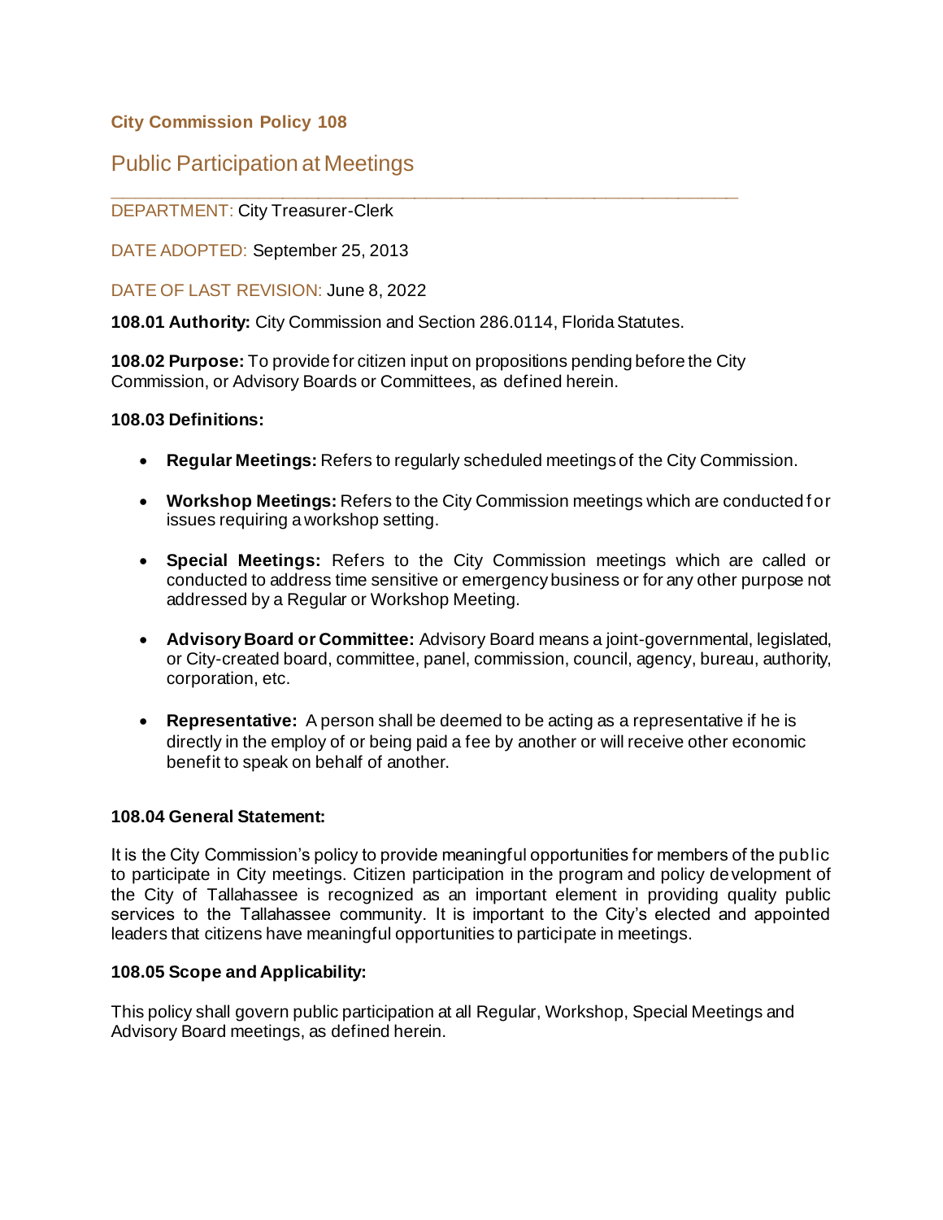**City Commission Policy 108**

# Public Participation at Meetings

---

DEPARTMENT: City Treasurer-Clerk

DATE ADOPTED: September 25, 2013

DATE OF LAST REVISION: June 8, 2022

**108.01 Authority:** City Commission and Section 286.0114, Florida Statutes.

**108.02 Purpose:** To provide for citizen input on propositions pending before the City Commission, or Advisory Boards or Committees, as defined herein.

**108.03 Definitions:**

- **Regular Meetings:** Refers to regularly scheduled meetings of the City Commission.
- **Workshop Meetings:** Refers to the City Commission meetings which are conducted for issues requiring a workshop setting.
- **Special Meetings:** Refers to the City Commission meetings which are called or conducted to address time sensitive or emergency business or for any other purpose not addressed by a Regular or Workshop Meeting.
- **Advisory Board or Committee:** Advisory Board means a joint-governmental, legislated, or City-created board, committee, panel, commission, council, agency, bureau, authority, corporation, etc.
- **Representative:** A person shall be deemed to be acting as a representative if he is directly in the employ of or being paid a fee by another or will receive other economic benefit to speak on behalf of another.

**108.04 General Statement:**

It is the City Commission's policy to provide meaningful opportunities for members of the public to participate in City meetings. Citizen participation in the program and policy development of the City of Tallahassee is recognized as an important element in providing quality public services to the Tallahassee community. It is important to the City's elected and appointed leaders that citizens have meaningful opportunities to participate in meetings.

**108.05 Scope and Applicability:**

This policy shall govern public participation at all Regular, Workshop, Special Meetings and Advisory Board meetings, as defined herein.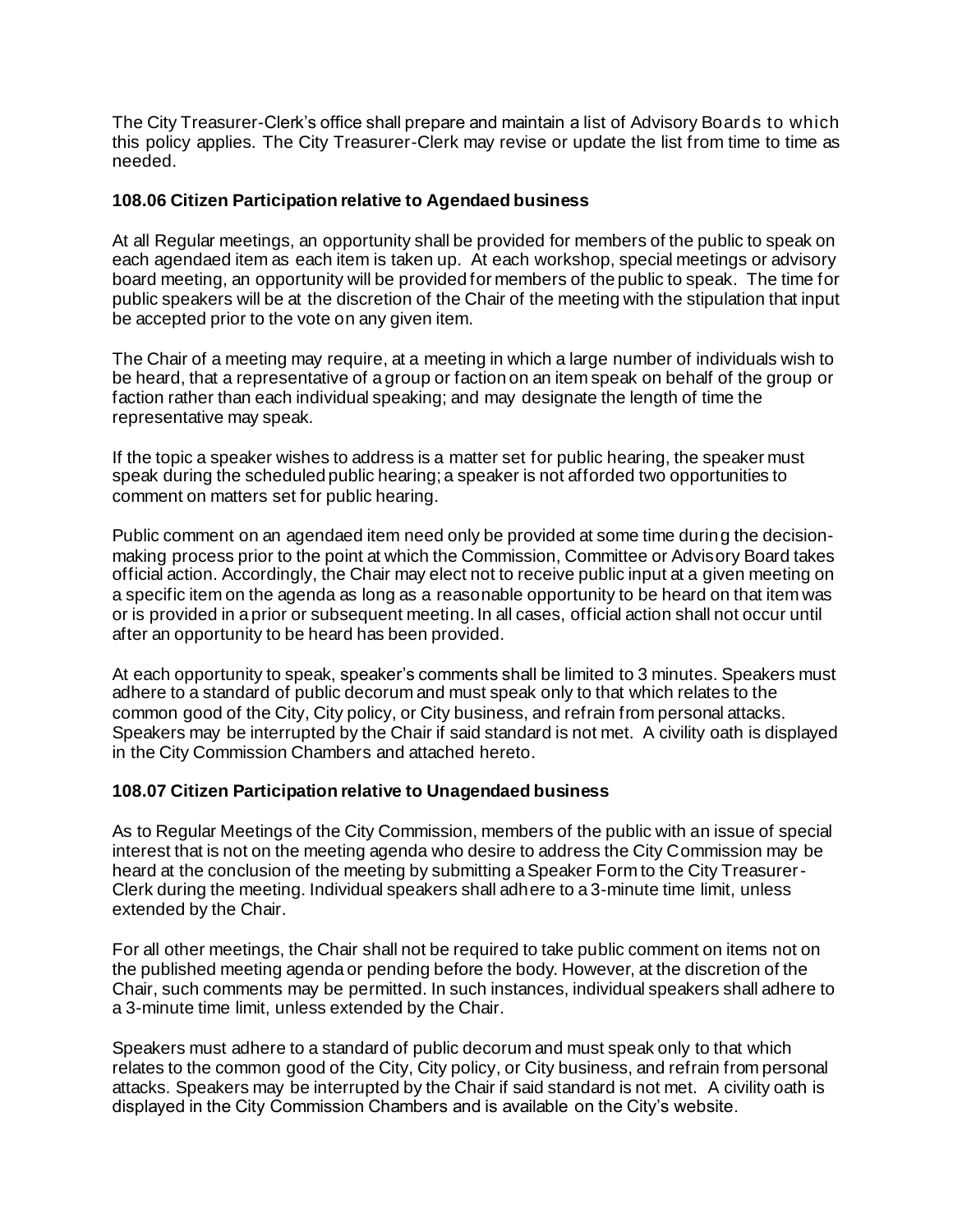The City Treasurer-Clerk's office shall prepare and maintain a list of Advisory Boards to which this policy applies. The City Treasurer-Clerk may revise or update the list from time to time as needed.

### 108.06 Citizen Participation relative to Agendaed business

At all Regular meetings, an opportunity shall be provided for members of the public to speak on each agendaed item as each item is taken up. At each workshop, special meetings or advisory board meeting, an opportunity will be provided for members of the public to speak. The time for public speakers will be at the discretion of the Chair of the meeting with the stipulation that input be accepted prior to the vote on any given item.

The Chair of a meeting may require, at a meeting in which a large number of individuals wish to be heard, that a representative of a group or faction on an item speak on behalf of the group or faction rather than each individual speaking; and may designate the length of time the representative may speak.

If the topic a speaker wishes to address is a matter set for public hearing, the speaker must speak during the scheduled public hearing; a speaker is not afforded two opportunities to comment on matters set for public hearing.

Public comment on an agendaed item need only be provided at some time during the decision-making process prior to the point at which the Commission, Committee or Advisory Board takes official action. Accordingly, the Chair may elect not to receive public input at a given meeting on a specific item on the agenda as long as a reasonable opportunity to be heard on that item was or is provided in a prior or subsequent meeting. In all cases, official action shall not occur until after an opportunity to be heard has been provided.

At each opportunity to speak, speaker's comments shall be limited to 3 minutes. Speakers must adhere to a standard of public decorum and must speak only to that which relates to the common good of the City, City policy, or City business, and refrain from personal attacks. Speakers may be interrupted by the Chair if said standard is not met. A civility oath is displayed in the City Commission Chambers and attached hereto.

### 108.07 Citizen Participation relative to Unagendaed business

As to Regular Meetings of the City Commission, members of the public with an issue of special interest that is not on the meeting agenda who desire to address the City Commission may be heard at the conclusion of the meeting by submitting a Speaker Form to the City Treasurer-Clerk during the meeting. Individual speakers shall adhere to a 3-minute time limit, unless extended by the Chair.

For all other meetings, the Chair shall not be required to take public comment on items not on the published meeting agenda or pending before the body. However, at the discretion of the Chair, such comments may be permitted. In such instances, individual speakers shall adhere to a 3-minute time limit, unless extended by the Chair.

Speakers must adhere to a standard of public decorum and must speak only to that which relates to the common good of the City, City policy, or City business, and refrain from personal attacks. Speakers may be interrupted by the Chair if said standard is not met. A civility oath is displayed in the City Commission Chambers and is available on the City's website.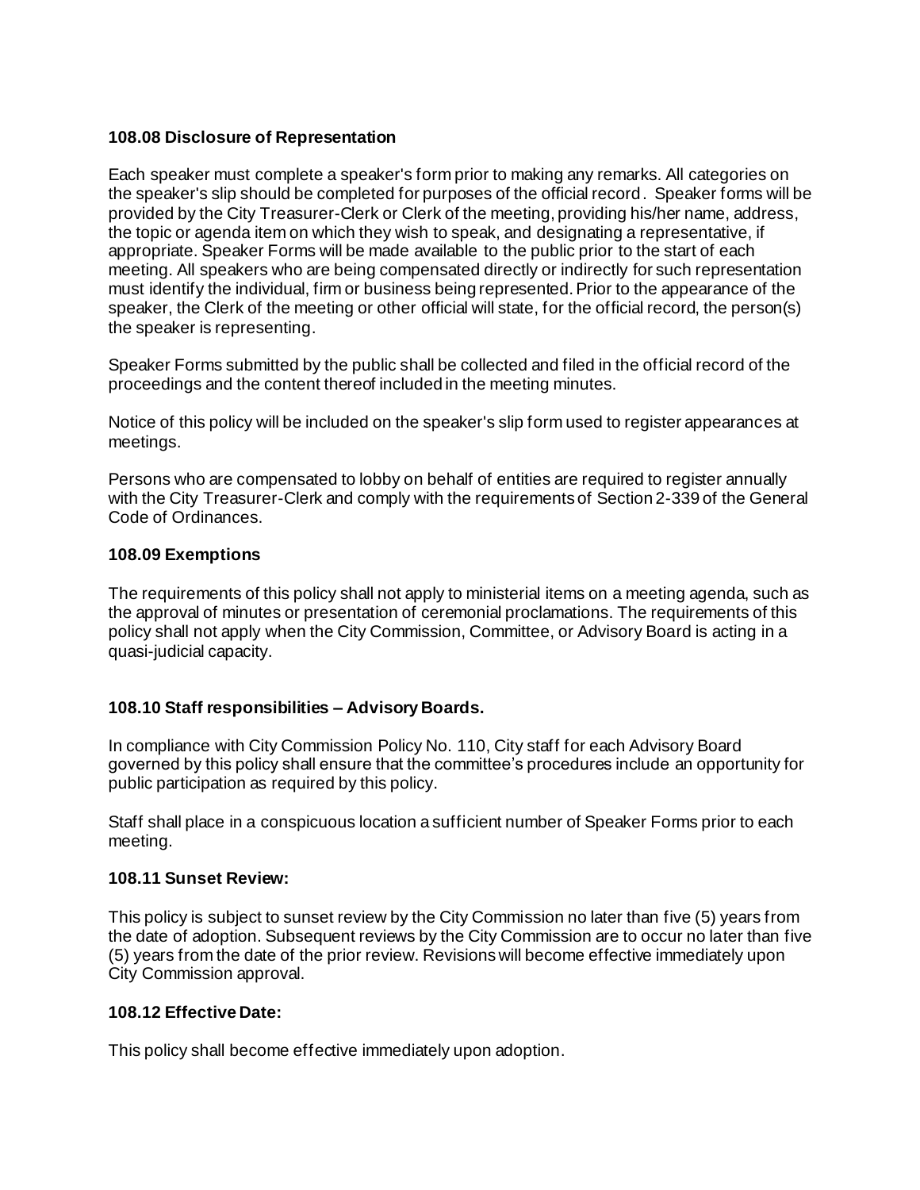### 108.08 Disclosure of Representation

Each speaker must complete a speaker's form prior to making any remarks. All categories on the speaker's slip should be completed for purposes of the official record. Speaker forms will be provided by the City Treasurer-Clerk or Clerk of the meeting, providing his/her name, address, the topic or agenda item on which they wish to speak, and designating a representative, if appropriate. Speaker Forms will be made available to the public prior to the start of each meeting. All speakers who are being compensated directly or indirectly for such representation must identify the individual, firm or business being represented. Prior to the appearance of the speaker, the Clerk of the meeting or other official will state, for the official record, the person(s) the speaker is representing.

Speaker Forms submitted by the public shall be collected and filed in the official record of the proceedings and the content thereof included in the meeting minutes.

Notice of this policy will be included on the speaker's slip form used to register appearances at meetings.

Persons who are compensated to lobby on behalf of entities are required to register annually with the City Treasurer-Clerk and comply with the requirements of Section 2-339 of the General Code of Ordinances.

### 108.09 Exemptions

The requirements of this policy shall not apply to ministerial items on a meeting agenda, such as the approval of minutes or presentation of ceremonial proclamations. The requirements of this policy shall not apply when the City Commission, Committee, or Advisory Board is acting in a quasi-judicial capacity.

### 108.10 Staff responsibilities – Advisory Boards.

In compliance with City Commission Policy No. 110, City staff for each Advisory Board governed by this policy shall ensure that the committee's procedures include an opportunity for public participation as required by this policy.

Staff shall place in a conspicuous location a sufficient number of Speaker Forms prior to each meeting.

### 108.11 Sunset Review:

This policy is subject to sunset review by the City Commission no later than five (5) years from the date of adoption. Subsequent reviews by the City Commission are to occur no later than five (5) years from the date of the prior review. Revisions will become effective immediately upon City Commission approval.

### 108.12 Effective Date:

This policy shall become effective immediately upon adoption.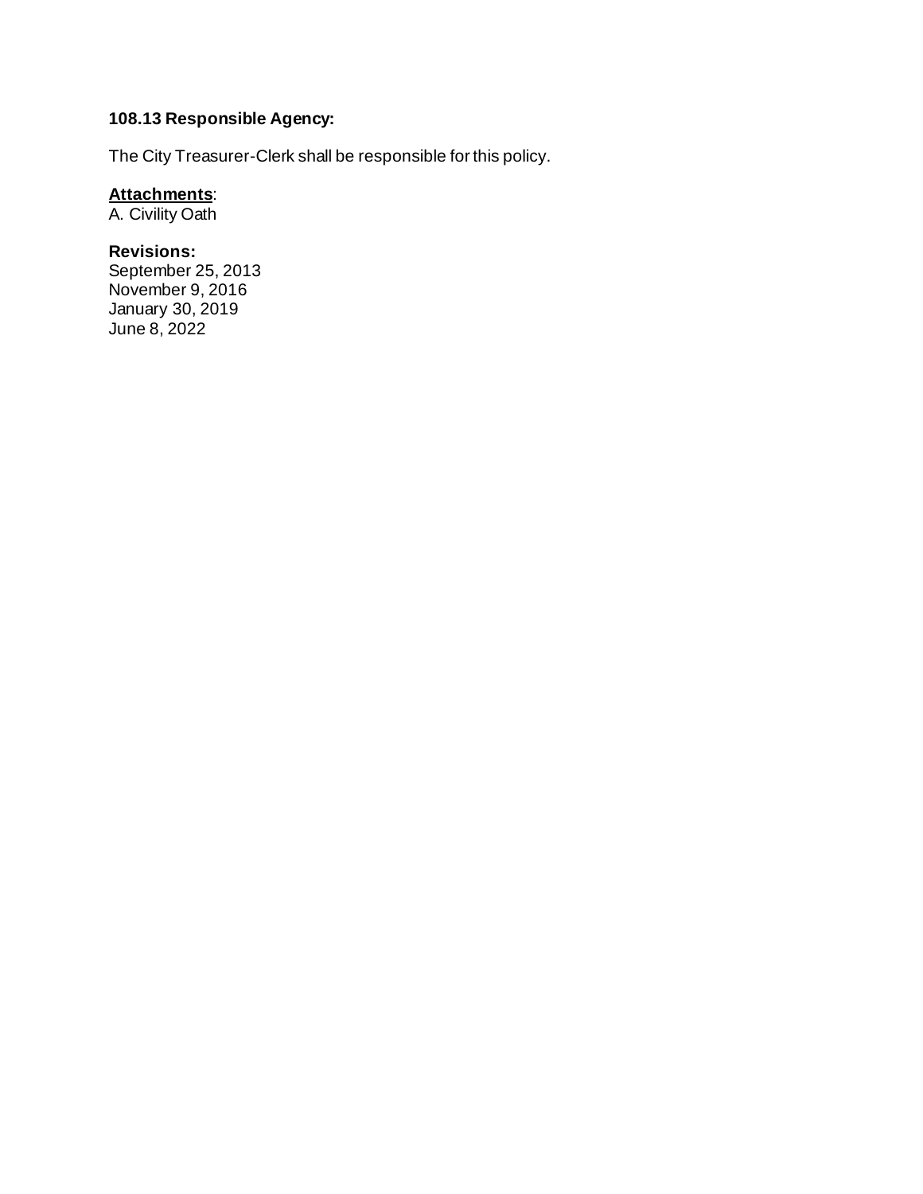**108.13 Responsible Agency:**

The City Treasurer-Clerk shall be responsible for this policy.

**<u>Attachments</u>**:
A. Civility Oath

**Revisions:**
September 25, 2013
November 9, 2016
January 30, 2019
June 8, 2022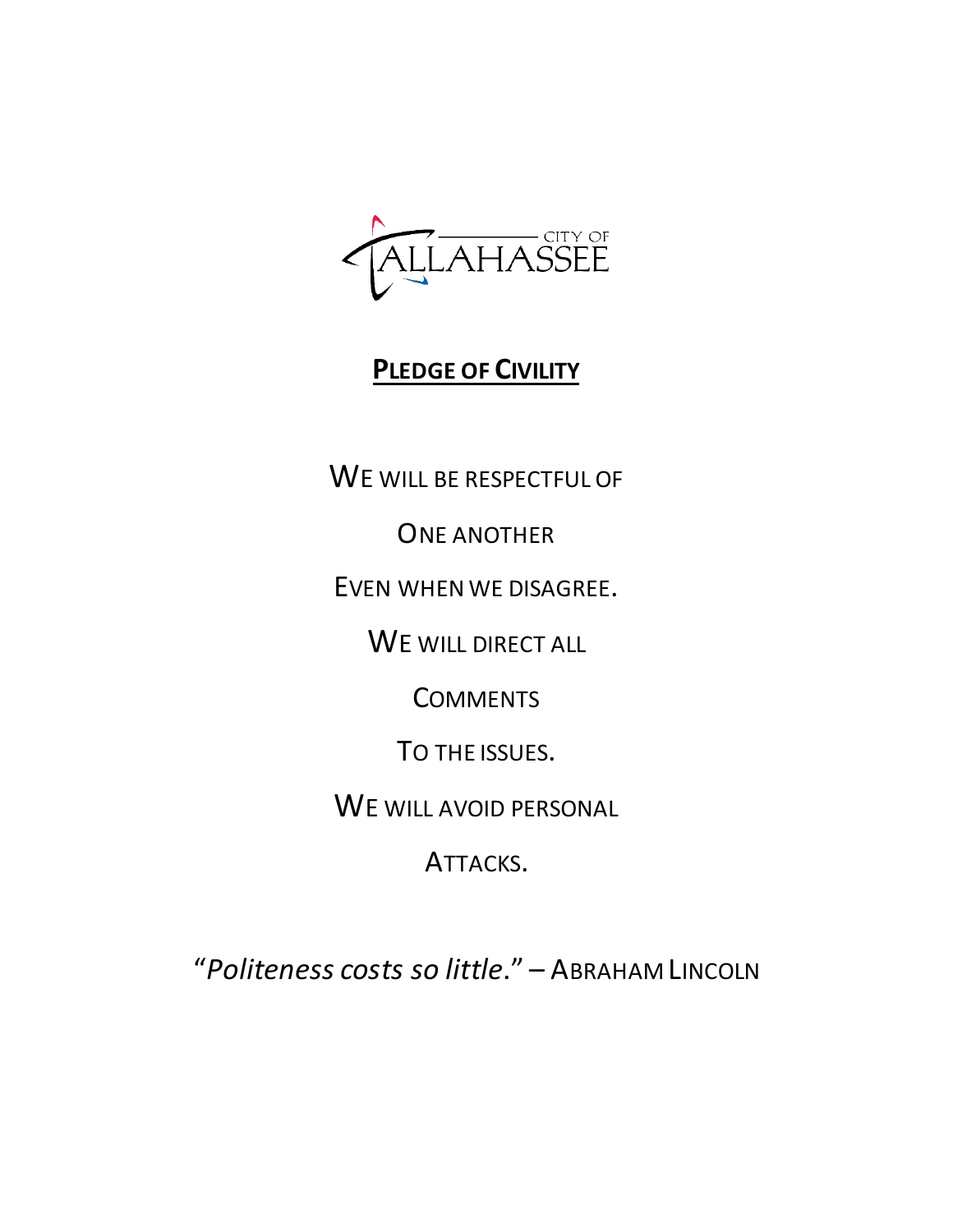CITY OF TALLAHASSEE

## PLEDGE OF CIVILITY

WE WILL BE RESPECTFUL OF

ONE ANOTHER

EVEN WHEN WE DISAGREE.

WE WILL DIRECT ALL

COMMENTS

TO THE ISSUES.

WE WILL AVOID PERSONAL

ATTACKS.

"*Politeness costs so little*." – ABRAHAM LINCOLN